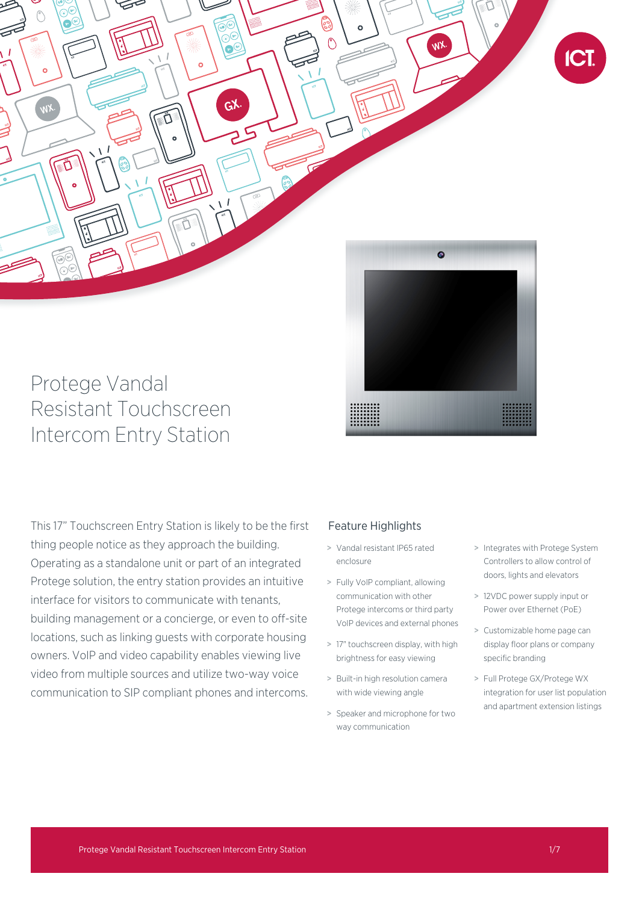# Protege Vandal Resistant Touchscreen Intercom Entry Station

This 17" Touchscreen Entry Station is likely to be the first thing people notice as they approach the building. Operating as a standalone unit or part of an integrated Protege solution, the entry station provides an intuitive interface for visitors to communicate with tenants, building management or a concierge, or even to off-site locations, such as linking guests with corporate housing owners. VoIP and video capability enables viewing live video from multiple sources and utilize two-way voice communication to SIP compliant phones and intercoms.

## Feature Highlights

> Vandal resistant IP65 rated enclosure

> Fully VoIP compliant, allowing communication with other Protege intercoms or third party VoIP devices and external phones

> 17" touchscreen display, with high brightness for easy viewing

> Built-in high resolution camera with wide viewing angle

> Speaker and microphone for two way communication

> Integrates with Protege System Controllers to allow control of doors, lights and elevators

> 12VDC power supply input or Power over Ethernet (PoE)

> Customizable home page can display floor plans or company specific branding

> Full Protege GX/Protege WX integration for user list population and apartment extension listings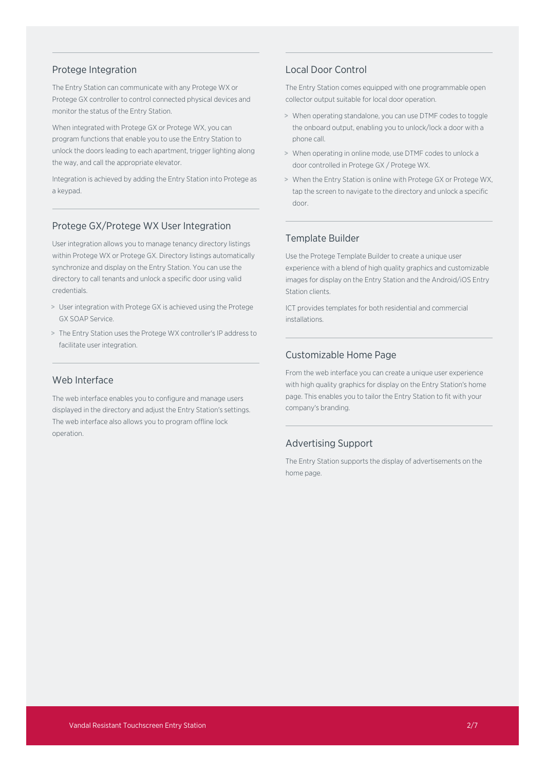## Protege Integration

The Entry Station can communicate with any Protege WX or Protege GX controller to control connected physical devices and monitor the status of the Entry Station.

When integrated with Protege GX or Protege WX, you can program functions that enable you to use the Entry Station to unlock the doors leading to each apartment, trigger lighting along the way, and call the appropriate elevator.

Integration is achieved by adding the Entry Station into Protege as a keypad.

## Protege GX/Protege WX User Integration

User integration allows you to manage tenancy directory listings within Protege WX or Protege GX. Directory listings automatically synchronize and display on the Entry Station. You can use the directory to call tenants and unlock a specific door using valid credentials.

- User integration with Protege GX is achieved using the Protege GX SOAP Service.
- The Entry Station uses the Protege WX controller's IP address to facilitate user integration.

## Web Interface

The web interface enables you to configure and manage users displayed in the directory and adjust the Entry Station's settings. The web interface also allows you to program offline lock operation.

## Local Door Control

The Entry Station comes equipped with one programmable open collector output suitable for local door operation.

- When operating standalone, you can use DTMF codes to toggle the onboard output, enabling you to unlock/lock a door with a phone call.
- When operating in online mode, use DTMF codes to unlock a door controlled in Protege GX / Protege WX.
- When the Entry Station is online with Protege GX or Protege WX, tap the screen to navigate to the directory and unlock a specific door.

## Template Builder

Use the Protege Template Builder to create a unique user experience with a blend of high quality graphics and customizable images for display on the Entry Station and the Android/iOS Entry Station clients.

ICT provides templates for both residential and commercial installations.

## Customizable Home Page

From the web interface you can create a unique user experience with high quality graphics for display on the Entry Station's home page. This enables you to tailor the Entry Station to fit with your company's branding.

## Advertising Support

The Entry Station supports the display of advertisements on the home page.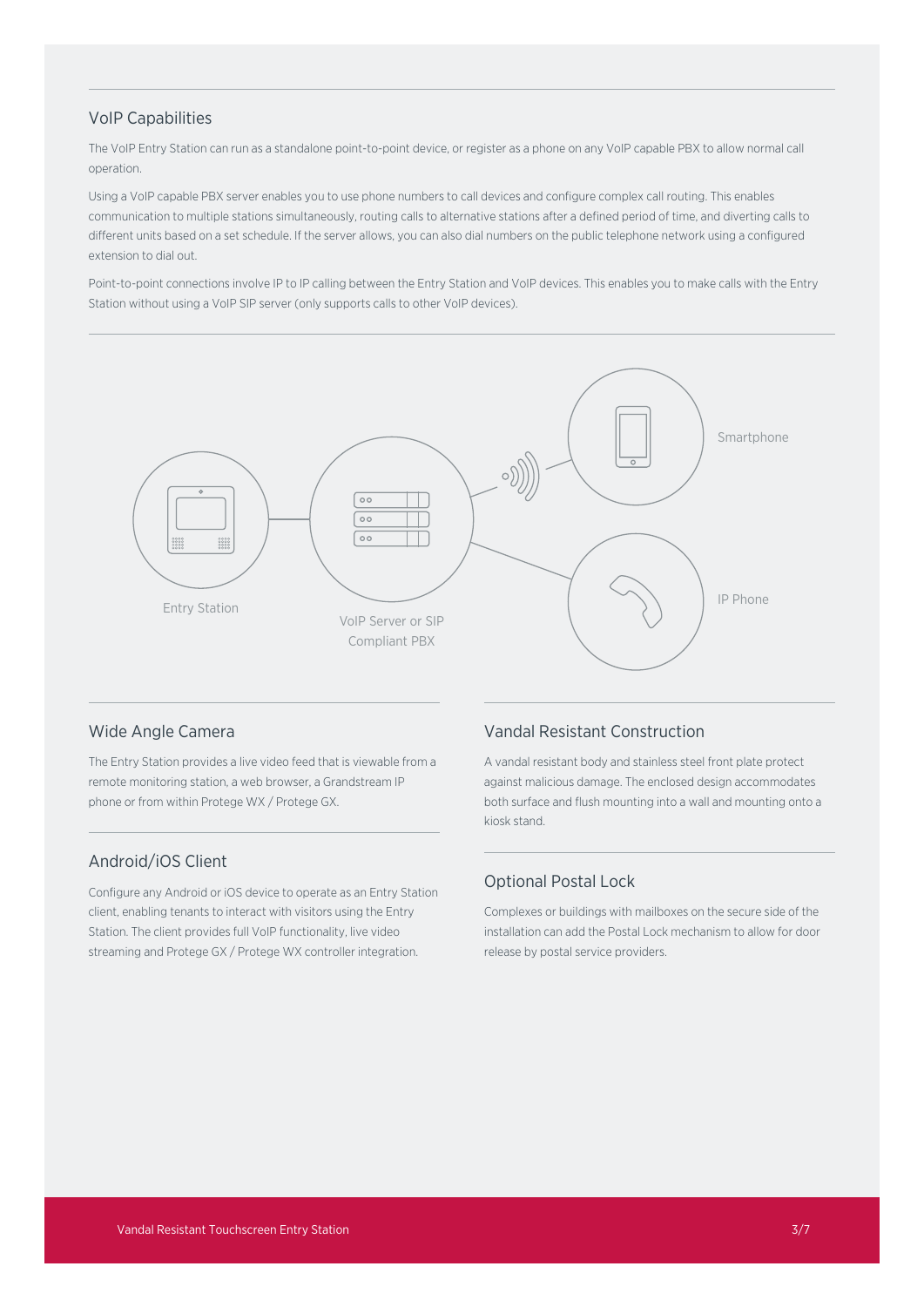## VoIP Capabilities

The VoIP Entry Station can run as a standalone point-to-point device, or register as a phone on any VoIP capable PBX to allow normal call operation.

Using a VoIP capable PBX server enables you to use phone numbers to call devices and configure complex call routing. This enables communication to multiple stations simultaneously, routing calls to alternative stations after a defined period of time, and diverting calls to different units based on a set schedule. If the server allows, you can also dial numbers on the public telephone network using a configured extension to dial out.

Point-to-point connections involve IP to IP calling between the Entry Station and VoIP devices. This enables you to make calls with the Entry Station without using a VoIP SIP server (only supports calls to other VoIP devices).

Entry Station

VoIP Server or SIP Compliant PBX

Smartphone

IP Phone

## Wide Angle Camera

The Entry Station provides a live video feed that is viewable from a remote monitoring station, a web browser, a Grandstream IP phone or from within Protege WX / Protege GX.

## Android/iOS Client

Configure any Android or iOS device to operate as an Entry Station client, enabling tenants to interact with visitors using the Entry Station. The client provides full VoIP functionality, live video streaming and Protege GX / Protege WX controller integration.

## Vandal Resistant Construction

A vandal resistant body and stainless steel front plate protect against malicious damage. The enclosed design accommodates both surface and flush mounting into a wall and mounting onto a kiosk stand.

## Optional Postal Lock

Complexes or buildings with mailboxes on the secure side of the installation can add the Postal Lock mechanism to allow for door release by postal service providers.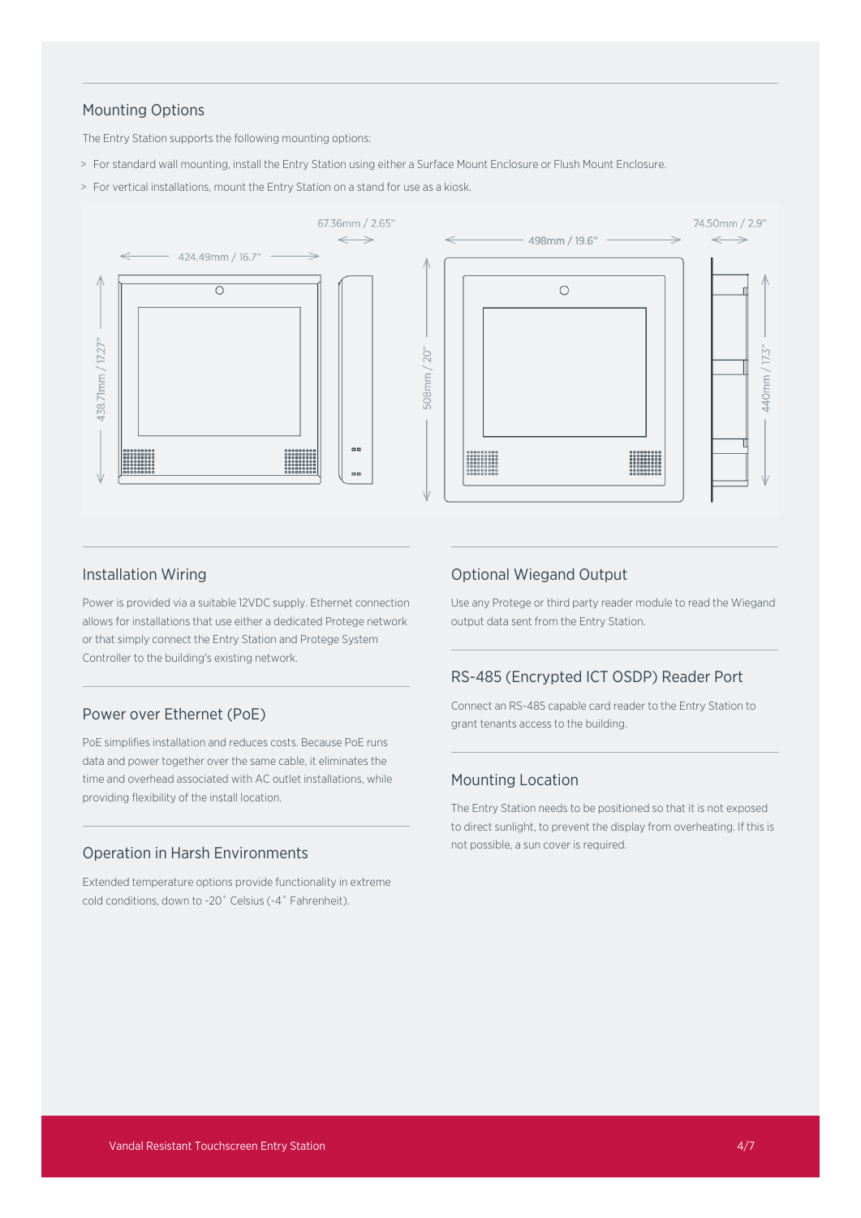## Mounting Options

The Entry Station supports the following mounting options:

- For standard wall mounting, install the Entry Station using either a Surface Mount Enclosure or Flush Mount Enclosure.
- For vertical installations, mount the Entry Station on a stand for use as a kiosk.

67.36mm / 2.65"

424.49mm / 16.7"

438.71mm / 17.27"

498mm / 19.6"

508mm / 20"

74.50mm / 2.9"

440mm / 17.3"

## Installation Wiring

Power is provided via a suitable 12VDC supply. Ethernet connection allows for installations that use either a dedicated Protege network or that simply connect the Entry Station and Protege System Controller to the building's existing network.

## Power over Ethernet (PoE)

PoE simplifies installation and reduces costs. Because PoE runs data and power together over the same cable, it eliminates the time and overhead associated with AC outlet installations, while providing flexibility of the install location.

## Operation in Harsh Environments

Extended temperature options provide functionality in extreme cold conditions, down to -20˚ Celsius (-4˚ Fahrenheit).

## Optional Wiegand Output

Use any Protege or third party reader module to read the Wiegand output data sent from the Entry Station.

## RS-485 (Encrypted ICT OSDP) Reader Port

Connect an RS-485 capable card reader to the Entry Station to grant tenants access to the building.

## Mounting Location

The Entry Station needs to be positioned so that it is not exposed to direct sunlight, to prevent the display from overheating. If this is not possible, a sun cover is required.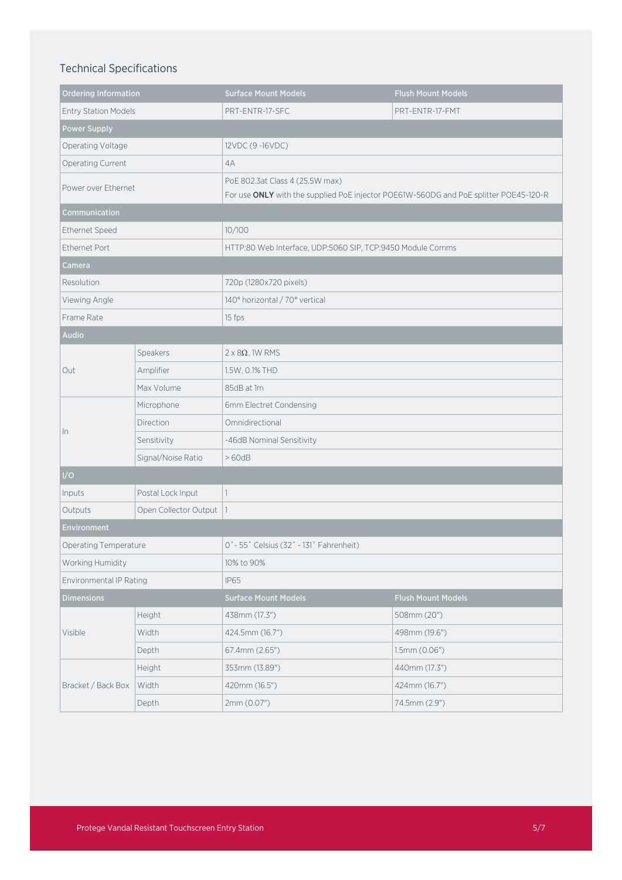## Technical Specifications

| Ordering Information | | Surface Mount Models | Flush Mount Models |
|---|---|---|---|
| Entry Station Models | | PRT-ENTR-17-SFC | PRT-ENTR-17-FMT |
| **Power Supply** | | | |
| Operating Voltage | | 12VDC (9 -16VDC) | |
| Operating Current | | 4A | |
| Power over Ethernet | | PoE 802.3at Class 4 (25.5W max)<br>For use **ONLY** with the supplied PoE injector POE61W-560DG and PoE splitter POE45-120-R | |
| **Communication** | | | |
| Ethernet Speed | | 10/100 | |
| Ethernet Port | | HTTP:80 Web Interface, UDP:5060 SIP, TCP:9450 Module Comms | |
| **Camera** | | | |
| Resolution | | 720p (1280x720 pixels) | |
| Viewing Angle | | 140° horizontal / 70° vertical | |
| Frame Rate | | 15 fps | |
| **Audio** | | | |
| Out | Speakers | 2 x 8Ω, 1W RMS | |
| | Amplifier | 1.5W, 0.1% THD | |
| | Max Volume | 85dB at 1m | |
| In | Microphone | 6mm Electret Condensing | |
| | Direction | Omnidirectional | |
| | Sensitivity | -46dB Nominal Sensitivity | |
| | Signal/Noise Ratio | > 60dB | |
| **I/O** | | | |
| Inputs | Postal Lock Input | 1 | |
| Outputs | Open Collector Output | 1 | |
| **Environment** | | | |
| Operating Temperature | | 0˚- 55˚ Celsius (32˚ - 131˚ Fahrenheit) | |
| Working Humidity | | 10% to 90% | |
| Environmental IP Rating | | IP65 | |
| **Dimensions** | | **Surface Mount Models** | **Flush Mount Models** |
| Visible | Height | 438mm (17.3") | 508mm (20") |
| | Width | 424.5mm (16.7") | 498mm (19.6") |
| | Depth | 67.4mm (2.65") | 1.5mm (0.06") |
| Bracket / Back Box | Height | 353mm (13.89") | 440mm (17.3") |
| | Width | 420mm (16.5") | 424mm (16.7") |
| | Depth | 2mm (0.07") | 74.5mm (2.9") |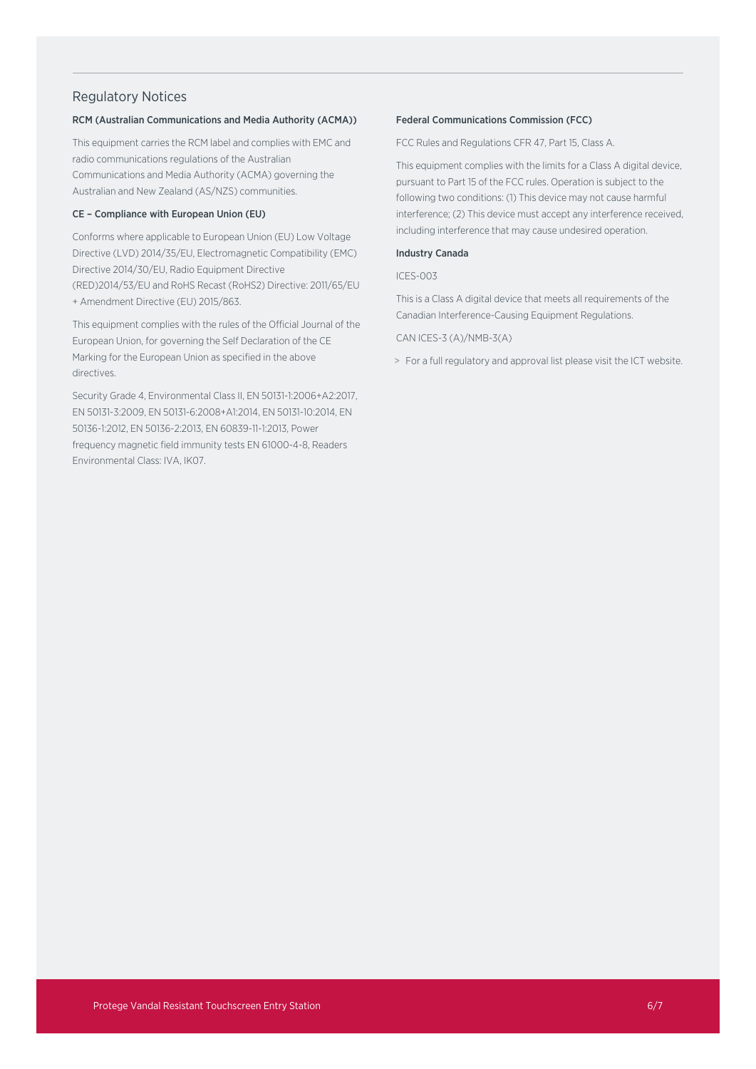## Regulatory Notices

### RCM (Australian Communications and Media Authority (ACMA))

This equipment carries the RCM label and complies with EMC and radio communications regulations of the Australian Communications and Media Authority (ACMA) governing the Australian and New Zealand (AS/NZS) communities.

### CE – Compliance with European Union (EU)

Conforms where applicable to European Union (EU) Low Voltage Directive (LVD) 2014/35/EU, Electromagnetic Compatibility (EMC) Directive 2014/30/EU, Radio Equipment Directive (RED)2014/53/EU and RoHS Recast (RoHS2) Directive: 2011/65/EU + Amendment Directive (EU) 2015/863.

This equipment complies with the rules of the Official Journal of the European Union, for governing the Self Declaration of the CE Marking for the European Union as specified in the above directives.

Security Grade 4, Environmental Class II, EN 50131-1:2006+A2:2017, EN 50131-3:2009, EN 50131-6:2008+A1:2014, EN 50131-10:2014, EN 50136-1:2012, EN 50136-2:2013, EN 60839-11-1:2013, Power frequency magnetic field immunity tests EN 61000-4-8, Readers Environmental Class: IVA, IK07.

### Federal Communications Commission (FCC)

FCC Rules and Regulations CFR 47, Part 15, Class A.

This equipment complies with the limits for a Class A digital device, pursuant to Part 15 of the FCC rules. Operation is subject to the following two conditions: (1) This device may not cause harmful interference; (2) This device must accept any interference received, including interference that may cause undesired operation.

### Industry Canada

ICES-003

This is a Class A digital device that meets all requirements of the Canadian Interference-Causing Equipment Regulations.

CAN ICES-3 (A)/NMB-3(A)

> For a full regulatory and approval list please visit the ICT website.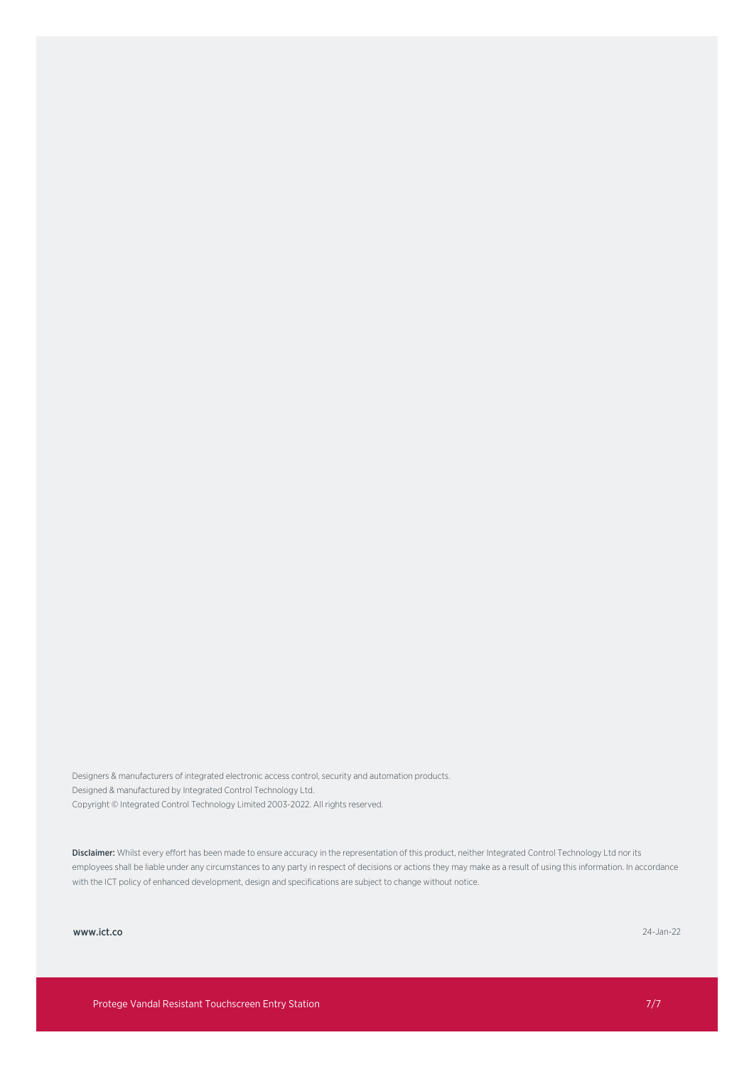Designers & manufacturers of integrated electronic access control, security and automation products.
Designed & manufactured by Integrated Control Technology Ltd.
Copyright © Integrated Control Technology Limited 2003-2022. All rights reserved.

**Disclaimer:** Whilst every effort has been made to ensure accuracy in the representation of this product, neither Integrated Control Technology Ltd nor its employees shall be liable under any circumstances to any party in respect of decisions or actions they may make as a result of using this information. In accordance with the ICT policy of enhanced development, design and specifications are subject to change without notice.

**www.ict.co**

24-Jan-22